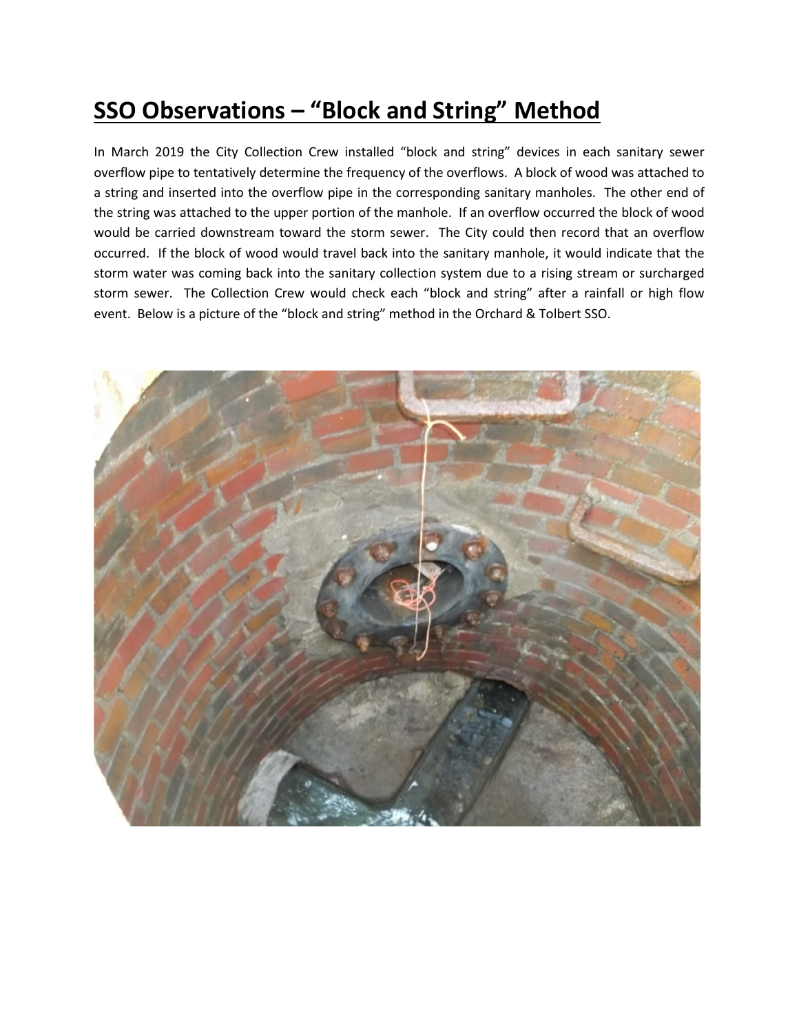# SSO Observations – "Block and String" Method

In March 2019 the City Collection Crew installed "block and string" devices in each sanitary sewer overflow pipe to tentatively determine the frequency of the overflows. A block of wood was attached to a string and inserted into the overflow pipe in the corresponding sanitary manholes. The other end of the string was attached to the upper portion of the manhole. If an overflow occurred the block of wood would be carried downstream toward the storm sewer. The City could then record that an overflow occurred. If the block of wood would travel back into the sanitary manhole, it would indicate that the storm water was coming back into the sanitary collection system due to a rising stream or surcharged storm sewer. The Collection Crew would check each "block and string" after a rainfall or high flow event. Below is a picture of the "block and string" method in the Orchard & Tolbert SSO.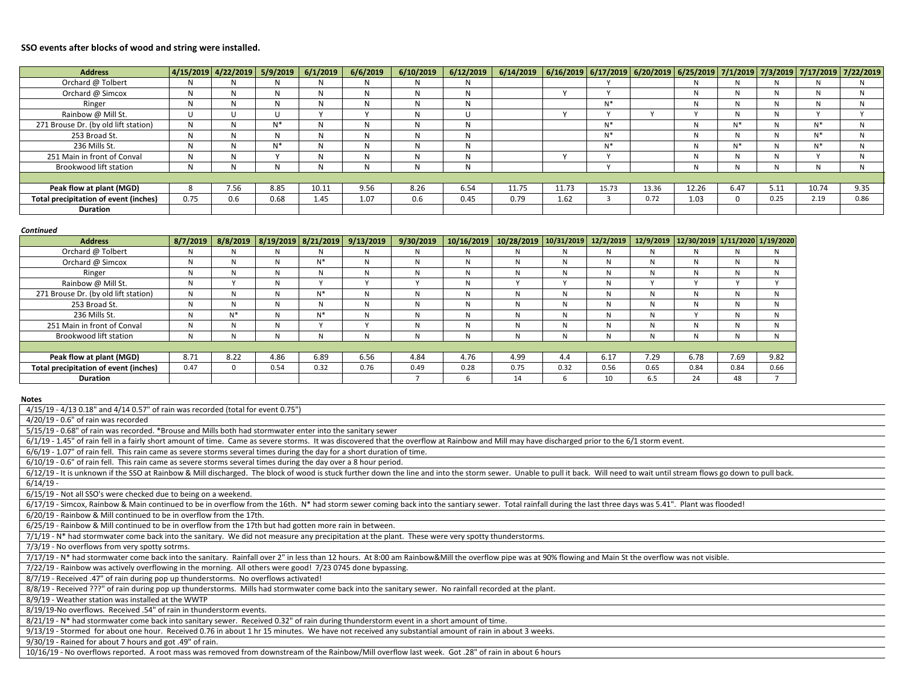**SSO events after blocks of wood and string were installed.**

| Address | 4/15/2019 | 4/22/2019 | 5/9/2019 | 6/1/2019 | 6/6/2019 | 6/10/2019 | 6/12/2019 | 6/14/2019 | 6/16/2019 | 6/17/2019 | 6/20/2019 | 6/25/2019 | 7/1/2019 | 7/3/2019 | 7/17/2019 | 7/22/2019 |
|---|---|---|---|---|---|---|---|---|---|---|---|---|---|---|---|---|
| Orchard @ Tolbert | N | N | N | N | N | N | N | | | Y | | N | N | N | N | N |
| Orchard @ Simcox | N | N | N | N | N | N | N | | Y | Y | | N | N | N | N | N |
| Ringer | N | N | N | N | N | N | N | | | N* | | N | N | N | N | N |
| Rainbow @ Mill St. | U | U | U | Y | Y | N | U | | Y | Y | Y | Y | N | N | Y | Y |
| 271 Brouse Dr. (by old lift station) | N | N | N* | N | N | N | N | | | N* | | N | N* | N | N* | N |
| 253 Broad St. | N | N | N | N | N | N | N | | | N* | | N | N | N | N* | N |
| 236 Mills St. | N | N | N* | N | N | N | N | | | N* | | N | N* | N | N* | N |
| 251 Main in front of Conval | N | N | Y | N | N | N | N | | Y | Y | | N | N | N | Y | N |
| Brookwood lift station | N | N | N | N | N | N | N | | | Y | | N | N | N | N | N |
| | | | | | | | | | | | | | | | | |
| Peak flow at plant (MGD) | 8 | 7.56 | 8.85 | 10.11 | 9.56 | 8.26 | 6.54 | 11.75 | 11.73 | 15.73 | 13.36 | 12.26 | 6.47 | 5.11 | 10.74 | 9.35 |
| Total precipitation of event (inches) | 0.75 | 0.6 | 0.68 | 1.45 | 1.07 | 0.6 | 0.45 | 0.79 | 1.62 | 3 | 0.72 | 1.03 | 0 | 0.25 | 2.19 | 0.86 |
| Duration | | | | | | | | | | | | | | | | |

***Continued***

| Address | 8/7/2019 | 8/8/2019 | 8/19/2019 | 8/21/2019 | 9/13/2019 | 9/30/2019 | 10/16/2019 | 10/28/2019 | 10/31/2019 | 12/2/2019 | 12/9/2019 | 12/30/2019 | 1/11/2020 | 1/19/2020 |
|---|---|---|---|---|---|---|---|---|---|---|---|---|---|---|
| Orchard @ Tolbert | N | N | N | N | N | N | N | N | N | N | N | N | N | N |
| Orchard @ Simcox | N | N | N | N* | N | N | N | N | N | N | N | N | N | N |
| Ringer | N | N | N | N | N | N | N | N | N | N | N | N | N | N |
| Rainbow @ Mill St. | N | Y | N | Y | Y | Y | N | Y | Y | N | Y | Y | Y | Y |
| 271 Brouse Dr. (by old lift station) | N | N | N | N* | N | N | N | N | N | N | N | N | N | N |
| 253 Broad St. | N | N | N | N | N | N | N | N | N | N | N | N | N | N |
| 236 Mills St. | N | N* | N | N* | N | N | N | N | N | N | N | Y | N | N |
| 251 Main in front of Conval | N | N | N | Y | Y | N | N | N | N | N | N | N | N | N |
| Brookwood lift station | N | N | N | N | N | N | N | N | N | N | N | N | N | N |
| | | | | | | | | | | | | | | |
| Peak flow at plant (MGD) | 8.71 | 8.22 | 4.86 | 6.89 | 6.56 | 4.84 | 4.76 | 4.99 | 4.4 | 6.17 | 7.29 | 6.78 | 7.69 | 9.82 |
| Total precipitation of event (inches) | 0.47 | 0 | 0.54 | 0.32 | 0.76 | 0.49 | 0.28 | 0.75 | 0.32 | 0.56 | 0.65 | 0.84 | 0.84 | 0.66 |
| Duration | | | | | | 7 | 6 | 14 | 6 | 10 | 6.5 | 24 | 48 | 7 |

**Notes**

4/15/19 - 4/13 0.18" and 4/14 0.57" of rain was recorded (total for event 0.75")

4/20/19 - 0.6" of rain was recorded

5/15/19 - 0.68" of rain was recorded. *Brouse and Mills both had stormwater enter into the sanitary sewer

6/1/19 - 1.45" of rain fell in a fairly short amount of time. Came as severe storms. It was discovered that the overflow at Rainbow and Mill may have discharged prior to the 6/1 storm event.

6/6/19 - 1.07" of rain fell. This rain came as severe storms several times during the day for a short duration of time.

6/10/19 - 0.6" of rain fell. This rain came as severe storms several times during the day over a 8 hour period.

6/12/19 - It is unknown if the SSO at Rainbow & Mill discharged. The block of wood is stuck further down the line and into the storm sewer. Unable to pull it back. Will need to wait until stream flows go down to pull back.

6/14/19 -

6/15/19 - Not all SSO's were checked due to being on a weekend.

6/17/19 - Simcox, Rainbow & Main continued to be in overflow from the 16th. N* had storm sewer coming back into the santiary sewer. Total rainfall during the last three days was 5.41". Plant was flooded!

6/20/19 - Rainbow & Mill continued to be in overflow from the 17th.

6/25/19 - Rainbow & Mill continued to be in overflow from the 17th but had gotten more rain in between.

7/1/19 - N* had stormwater come back into the sanitary. We did not measure any precipitation at the plant. These were very spotty thunderstorms.

7/3/19 - No overflows from very spotty sotrms.

7/17/19 - N* had stormwater come back into the sanitary. Rainfall over 2" in less than 12 hours. At 8:00 am Rainbow&Mill the overflow pipe was at 90% flowing and Main St the overflow was not visible.

7/22/19 - Rainbow was actively overflowing in the morning. All others were good! 7/23 0745 done bypassing.

8/7/19 - Received .47" of rain during pop up thunderstorms. No overflows activated!

8/8/19 - Received ???" of rain during pop up thunderstorms. Mills had stormwater come back into the sanitary sewer. No rainfall recorded at the plant.

8/9/19 - Weather station was installed at the WWTP

8/19/19-No overflows. Received .54" of rain in thunderstorm events.

8/21/19 - N* had stormwater come back into sanitary sewer. Received 0.32" of rain during thunderstorm event in a short amount of time.

9/13/19 - Stormed for about one hour. Received 0.76 in about 1 hr 15 minutes. We have not received any substantial amount of rain in about 3 weeks.

9/30/19 - Rained for about 7 hours and got .49" of rain.

10/16/19 - No overflows reported. A root mass was removed from downstream of the Rainbow/Mill overflow last week. Got .28" of rain in about 6 hours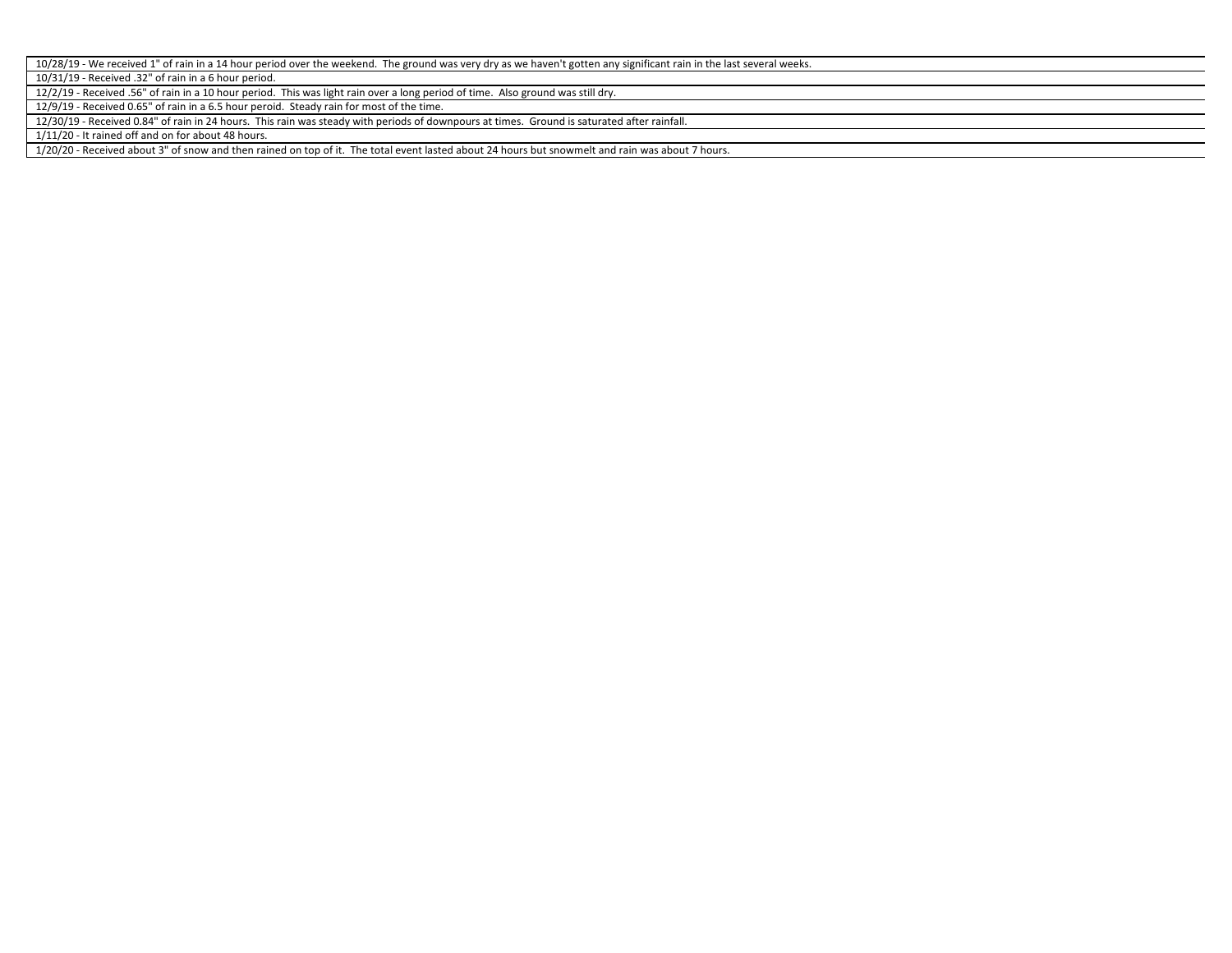| |
|---|
| 10/28/19 - We received 1" of rain in a 14 hour period over the weekend. The ground was very dry as we haven't gotten any significant rain in the last several weeks. |
| 10/31/19 - Received .32" of rain in a 6 hour period. |
| 12/2/19 - Received .56" of rain in a 10 hour period. This was light rain over a long period of time. Also ground was still dry. |
| 12/9/19 - Received 0.65" of rain in a 6.5 hour peroid. Steady rain for most of the time. |
| 12/30/19 - Received 0.84" of rain in 24 hours. This rain was steady with periods of downpours at times. Ground is saturated after rainfall. |
| 1/11/20 - It rained off and on for about 48 hours. |
| 1/20/20 - Received about 3" of snow and then rained on top of it. The total event lasted about 24 hours but snowmelt and rain was about 7 hours. |